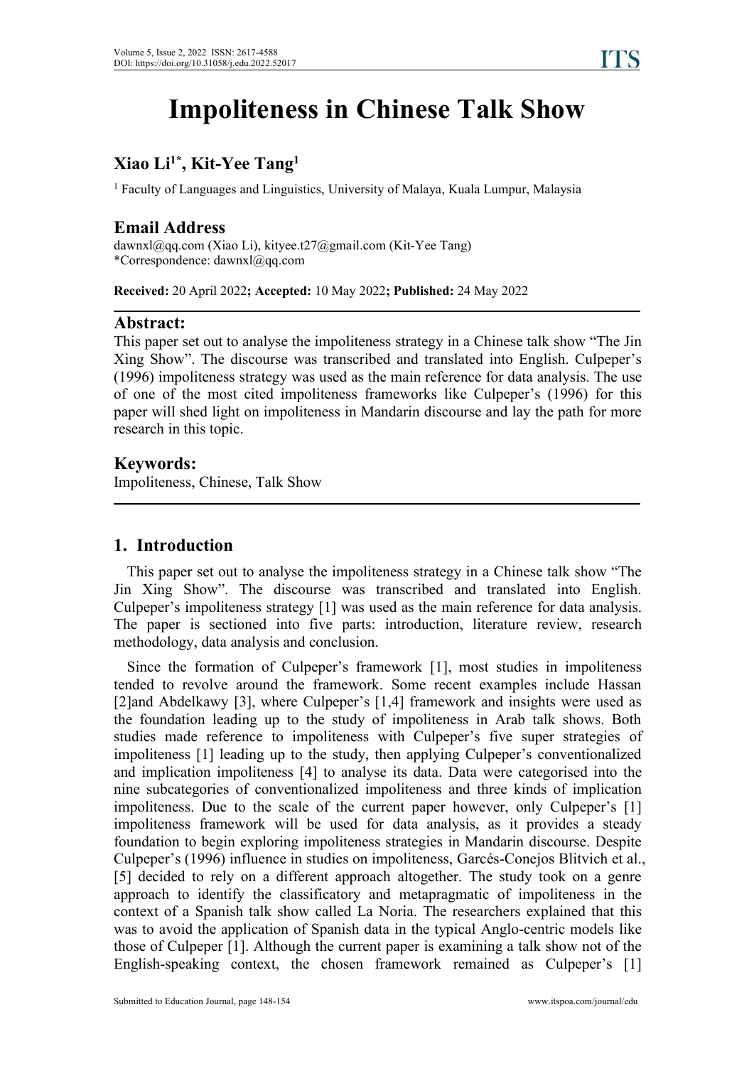# Impoliteness in Chinese Talk Show

## Xiao Li[1*], Kit-Yee Tang[1]

[1] Faculty of Languages and Linguistics, University of Malaya, Kuala Lumpur, Malaysia

## Email Address

dawnxl@qq.com (Xiao Li), kityee.t27@gmail.com (Kit-Yee Tang)
*Correspondence: dawnxl@qq.com

**Received:** 20 April 2022**; Accepted:** 10 May 2022**; Published:** 24 May 2022

## Abstract:

This paper set out to analyse the impoliteness strategy in a Chinese talk show "The Jin Xing Show". The discourse was transcribed and translated into English. Culpeper's (1996) impoliteness strategy was used as the main reference for data analysis. The use of one of the most cited impoliteness frameworks like Culpeper's (1996) for this paper will shed light on impoliteness in Mandarin discourse and lay the path for more research in this topic.

## Keywords:

Impoliteness, Chinese, Talk Show

## 1. Introduction

This paper set out to analyse the impoliteness strategy in a Chinese talk show "The Jin Xing Show". The discourse was transcribed and translated into English. Culpeper's impoliteness strategy [1] was used as the main reference for data analysis. The paper is sectioned into five parts: introduction, literature review, research methodology, data analysis and conclusion.

Since the formation of Culpeper's framework [1], most studies in impoliteness tended to revolve around the framework. Some recent examples include Hassan [2]and Abdelkawy [3], where Culpeper's [1,4] framework and insights were used as the foundation leading up to the study of impoliteness in Arab talk shows. Both studies made reference to impoliteness with Culpeper's five super strategies of impoliteness [1] leading up to the study, then applying Culpeper's conventionalized and implication impoliteness [4] to analyse its data. Data were categorised into the nine subcategories of conventionalized impoliteness and three kinds of implication impoliteness. Due to the scale of the current paper however, only Culpeper's [1] impoliteness framework will be used for data analysis, as it provides a steady foundation to begin exploring impoliteness strategies in Mandarin discourse. Despite Culpeper's (1996) influence in studies on impoliteness, Garcés-Conejos Blitvich et al., [5] decided to rely on a different approach altogether. The study took on a genre approach to identify the classificatory and metapragmatic of impoliteness in the context of a Spanish talk show called La Noria. The researchers explained that this was to avoid the application of Spanish data in the typical Anglo-centric models like those of Culpeper [1]. Although the current paper is examining a talk show not of the English-speaking context, the chosen framework remained as Culpeper's [1]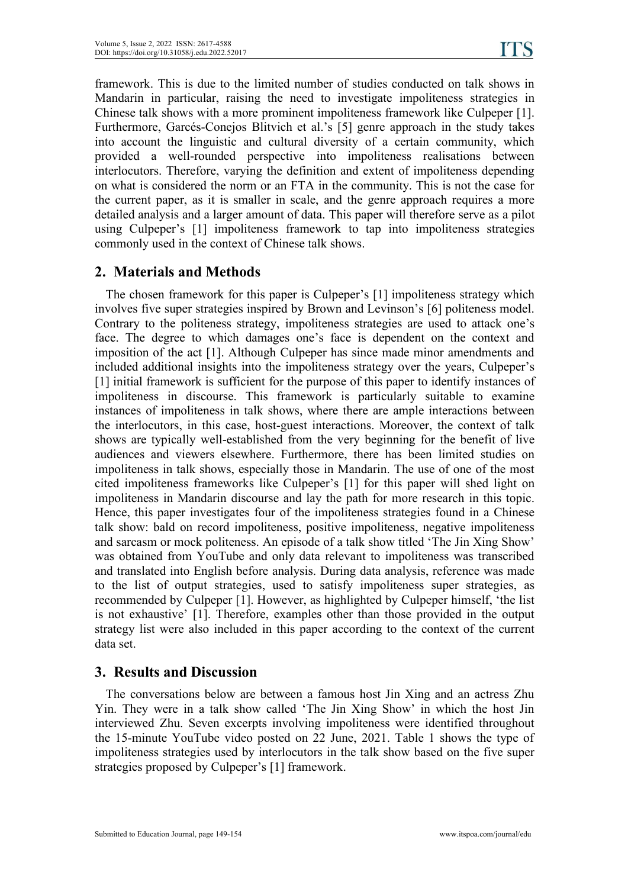framework. This is due to the limited number of studies conducted on talk shows in Mandarin in particular, raising the need to investigate impoliteness strategies in Chinese talk shows with a more prominent impoliteness framework like Culpeper [1]. Furthermore, Garcés-Conejos Blitvich et al.'s [5] genre approach in the study takes into account the linguistic and cultural diversity of a certain community, which provided a well-rounded perspective into impoliteness realisations between interlocutors. Therefore, varying the definition and extent of impoliteness depending on what is considered the norm or an FTA in the community. This is not the case for the current paper, as it is smaller in scale, and the genre approach requires a more detailed analysis and a larger amount of data. This paper will therefore serve as a pilot using Culpeper's [1] impoliteness framework to tap into impoliteness strategies commonly used in the context of Chinese talk shows.

## 2. Materials and Methods

The chosen framework for this paper is Culpeper's [1] impoliteness strategy which involves five super strategies inspired by Brown and Levinson's [6] politeness model. Contrary to the politeness strategy, impoliteness strategies are used to attack one's face. The degree to which damages one's face is dependent on the context and imposition of the act [1]. Although Culpeper has since made minor amendments and included additional insights into the impoliteness strategy over the years, Culpeper's [1] initial framework is sufficient for the purpose of this paper to identify instances of impoliteness in discourse. This framework is particularly suitable to examine instances of impoliteness in talk shows, where there are ample interactions between the interlocutors, in this case, host-guest interactions. Moreover, the context of talk shows are typically well-established from the very beginning for the benefit of live audiences and viewers elsewhere. Furthermore, there has been limited studies on impoliteness in talk shows, especially those in Mandarin. The use of one of the most cited impoliteness frameworks like Culpeper's [1] for this paper will shed light on impoliteness in Mandarin discourse and lay the path for more research in this topic. Hence, this paper investigates four of the impoliteness strategies found in a Chinese talk show: bald on record impoliteness, positive impoliteness, negative impoliteness and sarcasm or mock politeness. An episode of a talk show titled 'The Jin Xing Show' was obtained from YouTube and only data relevant to impoliteness was transcribed and translated into English before analysis. During data analysis, reference was made to the list of output strategies, used to satisfy impoliteness super strategies, as recommended by Culpeper [1]. However, as highlighted by Culpeper himself, 'the list is not exhaustive' [1]. Therefore, examples other than those provided in the output strategy list were also included in this paper according to the context of the current data set.

## 3. Results and Discussion

The conversations below are between a famous host Jin Xing and an actress Zhu Yin. They were in a talk show called 'The Jin Xing Show' in which the host Jin interviewed Zhu. Seven excerpts involving impoliteness were identified throughout the 15-minute YouTube video posted on 22 June, 2021. Table 1 shows the type of impoliteness strategies used by interlocutors in the talk show based on the five super strategies proposed by Culpeper's [1] framework.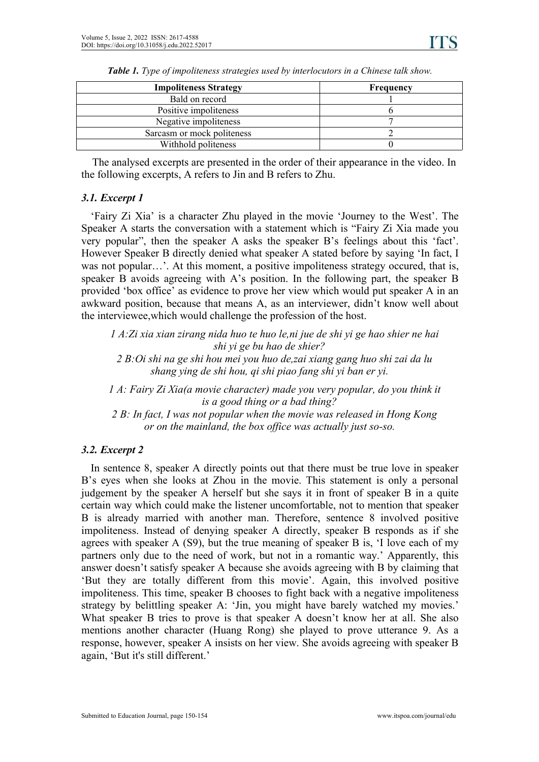*Table 1. Type of impoliteness strategies used by interlocutors in a Chinese talk show.*

| Impoliteness Strategy | Frequency |
|---|---|
| Bald on record | 1 |
| Positive impoliteness | 6 |
| Negative impoliteness | 7 |
| Sarcasm or mock politeness | 2 |
| Withhold politeness | 0 |

The analysed excerpts are presented in the order of their appearance in the video. In the following excerpts, A refers to Jin and B refers to Zhu.

### 3.1. Excerpt 1

'Fairy Zi Xia' is a character Zhu played in the movie 'Journey to the West'. The Speaker A starts the conversation with a statement which is "Fairy Zi Xia made you very popular", then the speaker A asks the speaker B's feelings about this 'fact'. However Speaker B directly denied what speaker A stated before by saying 'In fact, I was not popular…'. At this moment, a positive impoliteness strategy occured, that is, speaker B avoids agreeing with A's position. In the following part, the speaker B provided 'box office' as evidence to prove her view which would put speaker A in an awkward position, because that means A, as an interviewer, didn't know well about the interviewee,which would challenge the profession of the host.

*1 A:Zi xia xian zirang nida huo te huo le,ni jue de shi yi ge hao shier ne hai shi yi ge bu hao de shier?*
*2 B:Oi shi na ge shi hou mei you huo de,zai xiang gang huo shi zai da lu shang ying de shi hou, qi shi piao fang shi yi ban er yi.*

*1 A: Fairy Zi Xia(a movie character) made you very popular, do you think it is a good thing or a bad thing?*
*2 B: In fact, I was not popular when the movie was released in Hong Kong or on the mainland, the box office was actually just so-so.*

### 3.2. Excerpt 2

In sentence 8, speaker A directly points out that there must be true love in speaker B's eyes when she looks at Zhou in the movie. This statement is only a personal judgement by the speaker A herself but she says it in front of speaker B in a quite certain way which could make the listener uncomfortable, not to mention that speaker B is already married with another man. Therefore, sentence 8 involved positive impoliteness. Instead of denying speaker A directly, speaker B responds as if she agrees with speaker A (S9), but the true meaning of speaker B is, 'I love each of my partners only due to the need of work, but not in a romantic way.' Apparently, this answer doesn't satisfy speaker A because she avoids agreeing with B by claiming that 'But they are totally different from this movie'. Again, this involved positive impoliteness. This time, speaker B chooses to fight back with a negative impoliteness strategy by belittling speaker A: 'Jin, you might have barely watched my movies.' What speaker B tries to prove is that speaker A doesn't know her at all. She also mentions another character (Huang Rong) she played to prove utterance 9. As a response, however, speaker A insists on her view. She avoids agreeing with speaker B again, 'But it's still different.'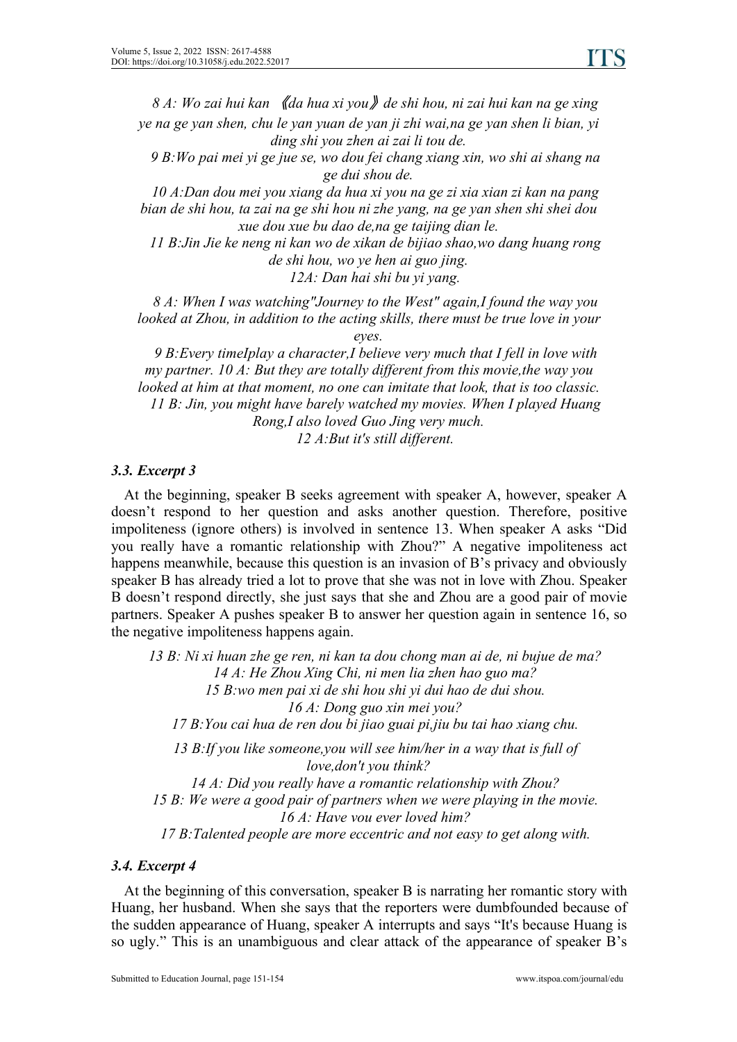*8 A: Wo zai hui kan 《da hua xi you》de shi hou, ni zai hui kan na ge xing ye na ge yan shen, chu le yan yuan de yan ji zhi wai,na ge yan shen li bian, yi ding shi you zhen ai zai li tou de.*

*9 B:Wo pai mei yi ge jue se, wo dou fei chang xiang xin, wo shi ai shang na ge dui shou de.*

*10 A:Dan dou mei you xiang da hua xi you na ge zi xia xian zi kan na pang bian de shi hou, ta zai na ge shi hou ni zhe yang, na ge yan shen shi shei dou xue dou xue bu dao de,na ge taijing dian le.*

*11 B:Jin Jie ke neng ni kan wo de xikan de bijiao shao,wo dang huang rong de shi hou, wo ye hen ai guo jing.*

*12A: Dan hai shi bu yi yang.*

*8 A: When I was watching"Journey to the West" again,I found the way you looked at Zhou, in addition to the acting skills, there must be true love in your eyes.*

*9 B:Every timeIplay a character,I believe very much that I fell in love with my partner. 10 A: But they are totally different from this movie,the way you looked at him at that moment, no one can imitate that look, that is too classic.*

*11 B: Jin, you might have barely watched my movies. When I played Huang Rong,I also loved Guo Jing very much.*

*12 A:But it's still different.*

### 3.3. Excerpt 3

At the beginning, speaker B seeks agreement with speaker A, however, speaker A doesn't respond to her question and asks another question. Therefore, positive impoliteness (ignore others) is involved in sentence 13. When speaker A asks "Did you really have a romantic relationship with Zhou?" A negative impoliteness act happens meanwhile, because this question is an invasion of B's privacy and obviously speaker B has already tried a lot to prove that she was not in love with Zhou. Speaker B doesn't respond directly, she just says that she and Zhou are a good pair of movie partners. Speaker A pushes speaker B to answer her question again in sentence 16, so the negative impoliteness happens again.

*13 B: Ni xi huan zhe ge ren, ni kan ta dou chong man ai de, ni bujue de ma?*

*14 A: He Zhou Xing Chi, ni men lia zhen hao guo ma?*

*15 B:wo men pai xi de shi hou shi yi dui hao de dui shou.*

*16 A: Dong guo xin mei you?*

*17 B:You cai hua de ren dou bi jiao guai pi,jiu bu tai hao xiang chu.*

*13 B:If you like someone,you will see him/her in a way that is full of love,don't you think?*

*14 A: Did you really have a romantic relationship with Zhou?*

*15 B: We were a good pair of partners when we were playing in the movie.*

*16 A: Have vou ever loved him?*

*17 B:Talented people are more eccentric and not easy to get along with.*

### 3.4. Excerpt 4

At the beginning of this conversation, speaker B is narrating her romantic story with Huang, her husband. When she says that the reporters were dumbfounded because of the sudden appearance of Huang, speaker A interrupts and says "It's because Huang is so ugly." This is an unambiguous and clear attack of the appearance of speaker B's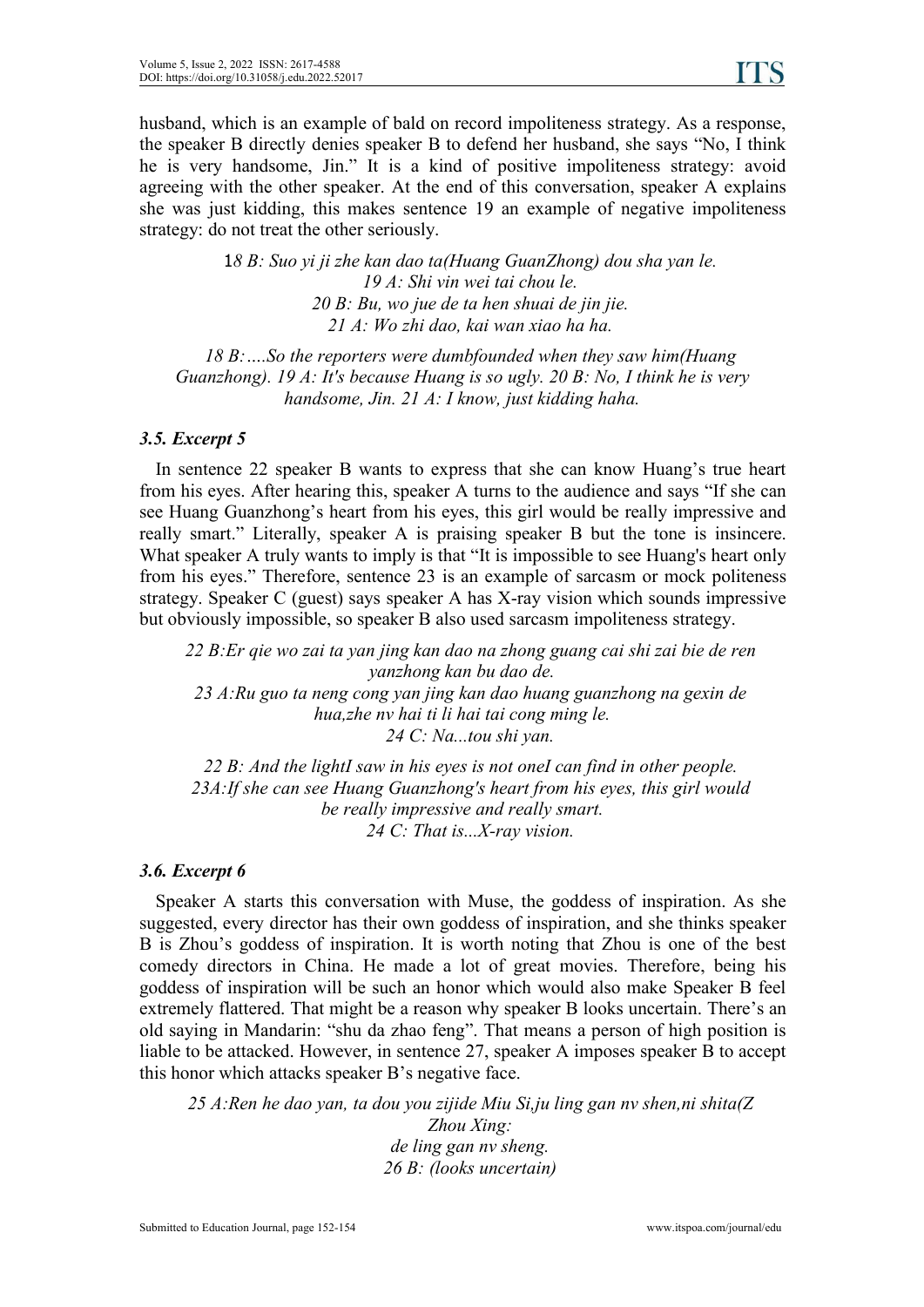husband, which is an example of bald on record impoliteness strategy. As a response, the speaker B directly denies speaker B to defend her husband, she says "No, I think he is very handsome, Jin." It is a kind of positive impoliteness strategy: avoid agreeing with the other speaker. At the end of this conversation, speaker A explains she was just kidding, this makes sentence 19 an example of negative impoliteness strategy: do not treat the other seriously.

*18 B: Suo yi ji zhe kan dao ta(Huang GuanZhong) dou sha yan le.*
*19 A: Shi vin wei tai chou le.*
*20 B: Bu, wo jue de ta hen shuai de jin jie.*
*21 A: Wo zhi dao, kai wan xiao ha ha.*

*18 B: ….So the reporters were dumbfounded when they saw him(Huang Guanzhong). 19 A: It's because Huang is so ugly. 20 B: No, I think he is very handsome, Jin. 21 A: I know, just kidding haha.*

### *3.5. Excerpt 5*

In sentence 22 speaker B wants to express that she can know Huang's true heart from his eyes. After hearing this, speaker A turns to the audience and says "If she can see Huang Guanzhong's heart from his eyes, this girl would be really impressive and really smart." Literally, speaker A is praising speaker B but the tone is insincere. What speaker A truly wants to imply is that "It is impossible to see Huang's heart only from his eyes." Therefore, sentence 23 is an example of sarcasm or mock politeness strategy. Speaker C (guest) says speaker A has X-ray vision which sounds impressive but obviously impossible, so speaker B also used sarcasm impoliteness strategy.

*22 B:Er qie wo zai ta yan jing kan dao na zhong guang cai shi zai bie de ren yanzhong kan bu dao de.*
*23 A:Ru guo ta neng cong yan jing kan dao huang guanzhong na gexin de hua,zhe nv hai ti li hai tai cong ming le.*
*24 C: Na...tou shi yan.*

*22 B: And the lightI saw in his eyes is not oneI can find in other people.*
*23A:If she can see Huang Guanzhong's heart from his eyes, this girl would be really impressive and really smart.*
*24 C: That is...X-ray vision.*

### *3.6. Excerpt 6*

Speaker A starts this conversation with Muse, the goddess of inspiration. As she suggested, every director has their own goddess of inspiration, and she thinks speaker B is Zhou's goddess of inspiration. It is worth noting that Zhou is one of the best comedy directors in China. He made a lot of great movies. Therefore, being his goddess of inspiration will be such an honor which would also make Speaker B feel extremely flattered. That might be a reason why speaker B looks uncertain. There's an old saying in Mandarin: "shu da zhao feng". That means a person of high position is liable to be attacked. However, in sentence 27, speaker A imposes speaker B to accept this honor which attacks speaker B's negative face.

*25 A:Ren he dao yan, ta dou you zijide Miu Si,ju ling gan nv shen,ni shita(Z Zhou Xing: de ling gan nv sheng.*
*26 B: (looks uncertain)*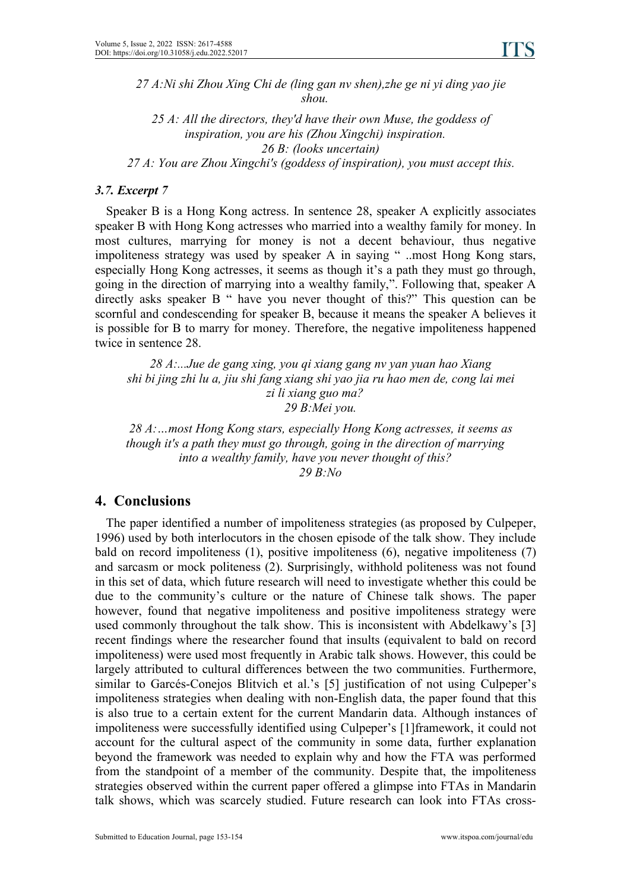*27 A:Ni shi Zhou Xing Chi de (ling gan nv shen),zhe ge ni yi ding yao jie shou.*

*25 A: All the directors, they'd have their own Muse, the goddess of inspiration, you are his (Zhou Xingchi) inspiration.*
*26 B: (looks uncertain)*
*27 A: You are Zhou Xingchi's (goddess of inspiration), you must accept this.*

### *3.7. Excerpt 7*

Speaker B is a Hong Kong actress. In sentence 28, speaker A explicitly associates speaker B with Hong Kong actresses who married into a wealthy family for money. In most cultures, marrying for money is not a decent behaviour, thus negative impoliteness strategy was used by speaker A in saying " ..most Hong Kong stars, especially Hong Kong actresses, it seems as though it's a path they must go through, going in the direction of marrying into a wealthy family,". Following that, speaker A directly asks speaker B " have you never thought of this?" This question can be scornful and condescending for speaker B, because it means the speaker A believes it is possible for B to marry for money. Therefore, the negative impoliteness happened twice in sentence 28.

*28 A:...Jue de gang xing, you qi xiang gang nv yan yuan hao Xiang shi bi jing zhi lu a, jiu shi fang xiang shi yao jia ru hao men de, cong lai mei zi li xiang guo ma?*
*29 B:Mei you.*

*28 A:…most Hong Kong stars, especially Hong Kong actresses, it seems as though it's a path they must go through, going in the direction of marrying into a wealthy family, have you never thought of this?*
*29 B:No*

## 4. Conclusions

The paper identified a number of impoliteness strategies (as proposed by Culpeper, 1996) used by both interlocutors in the chosen episode of the talk show. They include bald on record impoliteness (1), positive impoliteness (6), negative impoliteness (7) and sarcasm or mock politeness (2). Surprisingly, withhold politeness was not found in this set of data, which future research will need to investigate whether this could be due to the community's culture or the nature of Chinese talk shows. The paper however, found that negative impoliteness and positive impoliteness strategy were used commonly throughout the talk show. This is inconsistent with Abdelkawy's [3] recent findings where the researcher found that insults (equivalent to bald on record impoliteness) were used most frequently in Arabic talk shows. However, this could be largely attributed to cultural differences between the two communities. Furthermore, similar to Garcés-Conejos Blitvich et al.'s [5] justification of not using Culpeper's impoliteness strategies when dealing with non-English data, the paper found that this is also true to a certain extent for the current Mandarin data. Although instances of impoliteness were successfully identified using Culpeper's [1]framework, it could not account for the cultural aspect of the community in some data, further explanation beyond the framework was needed to explain why and how the FTA was performed from the standpoint of a member of the community. Despite that, the impoliteness strategies observed within the current paper offered a glimpse into FTAs in Mandarin talk shows, which was scarcely studied. Future research can look into FTAs cross-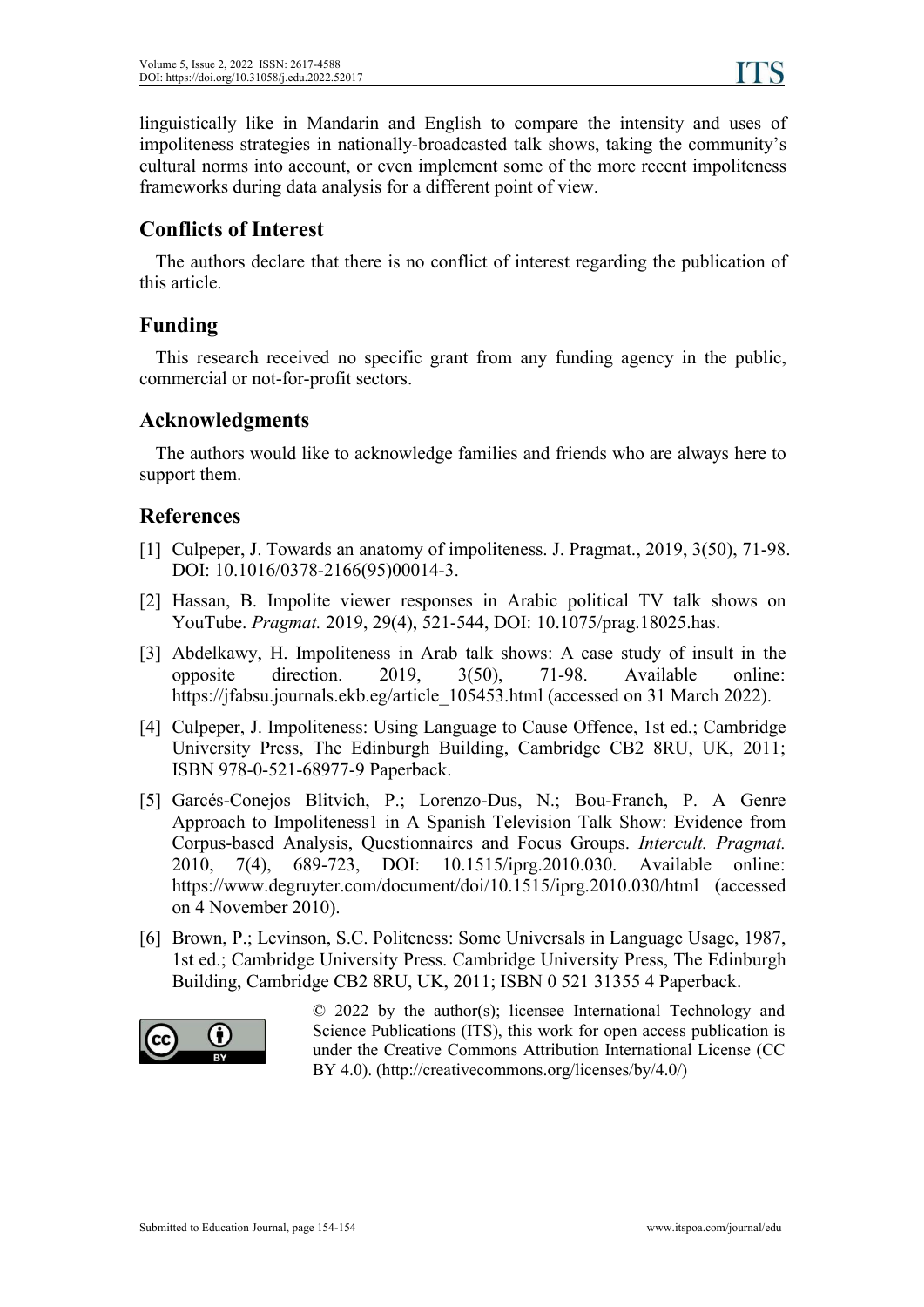linguistically like in Mandarin and English to compare the intensity and uses of impoliteness strategies in nationally-broadcasted talk shows, taking the community's cultural norms into account, or even implement some of the more recent impoliteness frameworks during data analysis for a different point of view.

## Conflicts of Interest

The authors declare that there is no conflict of interest regarding the publication of this article.

## Funding

This research received no specific grant from any funding agency in the public, commercial or not-for-profit sectors.

## Acknowledgments

The authors would like to acknowledge families and friends who are always here to support them.

## References

[1] Culpeper, J. Towards an anatomy of impoliteness. J. Pragmat., 2019, 3(50), 71-98. DOI: 10.1016/0378-2166(95)00014-3.

[2] Hassan, B. Impolite viewer responses in Arabic political TV talk shows on YouTube. *Pragmat.* 2019, 29(4), 521-544, DOI: 10.1075/prag.18025.has.

[3] Abdelkawy, H. Impoliteness in Arab talk shows: A case study of insult in the opposite direction. 2019, 3(50), 71-98. Available online: https://jfabsu.journals.ekb.eg/article_105453.html (accessed on 31 March 2022).

[4] Culpeper, J. Impoliteness: Using Language to Cause Offence, 1st ed.; Cambridge University Press, The Edinburgh Building, Cambridge CB2 8RU, UK, 2011; ISBN 978-0-521-68977-9 Paperback.

[5] Garcés-Conejos Blitvich, P.; Lorenzo-Dus, N.; Bou-Franch, P. A Genre Approach to Impoliteness1 in A Spanish Television Talk Show: Evidence from Corpus-based Analysis, Questionnaires and Focus Groups. *Intercult. Pragmat.* 2010, 7(4), 689-723, DOI: 10.1515/iprg.2010.030. Available online: https://www.degruyter.com/document/doi/10.1515/iprg.2010.030/html (accessed on 4 November 2010).

[6] Brown, P.; Levinson, S.C. Politeness: Some Universals in Language Usage, 1987, 1st ed.; Cambridge University Press. Cambridge University Press, The Edinburgh Building, Cambridge CB2 8RU, UK, 2011; ISBN 0 521 31355 4 Paperback.

© 2022 by the author(s); licensee International Technology and Science Publications (ITS), this work for open access publication is under the Creative Commons Attribution International License (CC BY 4.0). (http://creativecommons.org/licenses/by/4.0/)